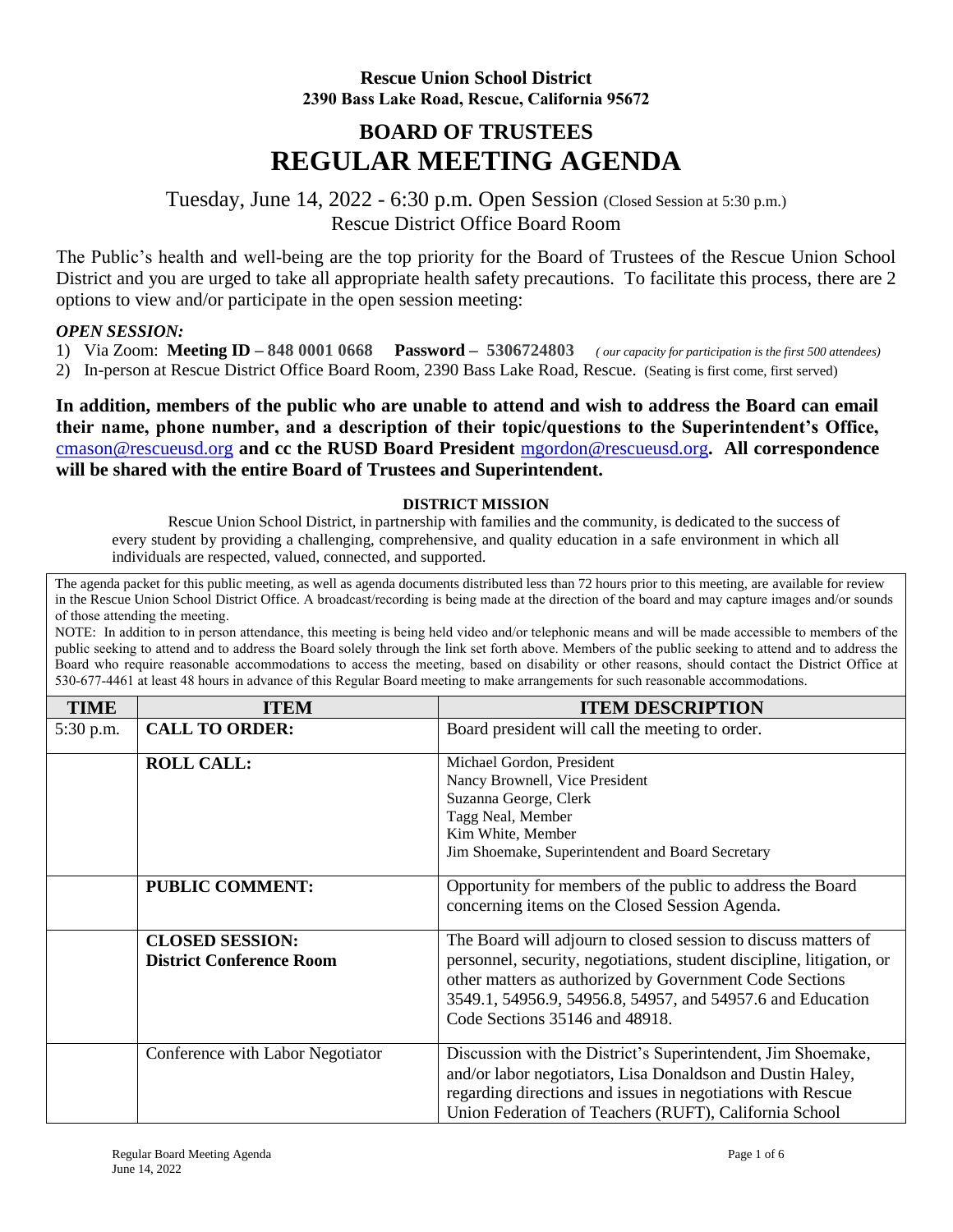**Rescue Union School District**
**2390 Bass Lake Road, Rescue, California 95672**

# BOARD OF TRUSTEES
# REGULAR MEETING AGENDA

Tuesday, June 14, 2022 - 6:30 p.m. Open Session (Closed Session at 5:30 p.m.)
Rescue District Office Board Room

The Public's health and well-being are the top priority for the Board of Trustees of the Rescue Union School District and you are urged to take all appropriate health safety precautions. To facilitate this process, there are 2 options to view and/or participate in the open session meeting:

***OPEN SESSION:***

1) Via Zoom: **Meeting ID – 848 0001 0668** **Password – 5306724803** *( our capacity for participation is the first 500 attendees)*
2) In-person at Rescue District Office Board Room, 2390 Bass Lake Road, Rescue. (Seating is first come, first served)

**In addition, members of the public who are unable to attend and wish to address the Board can email their name, phone number, and a description of their topic/questions to the Superintendent's Office,** cmason@rescueusd.org **and cc the RUSD Board President** mgordon@rescueusd.org**. All correspondence will be shared with the entire Board of Trustees and Superintendent.**

**DISTRICT MISSION**

Rescue Union School District, in partnership with families and the community, is dedicated to the success of every student by providing a challenging, comprehensive, and quality education in a safe environment in which all individuals are respected, valued, connected, and supported.

The agenda packet for this public meeting, as well as agenda documents distributed less than 72 hours prior to this meeting, are available for review in the Rescue Union School District Office. A broadcast/recording is being made at the direction of the board and may capture images and/or sounds of those attending the meeting.

NOTE: In addition to in person attendance, this meeting is being held video and/or telephonic means and will be made accessible to members of the public seeking to attend and to address the Board solely through the link set forth above. Members of the public seeking to attend and to address the Board who require reasonable accommodations to access the meeting, based on disability or other reasons, should contact the District Office at 530-677-4461 at least 48 hours in advance of this Regular Board meeting to make arrangements for such reasonable accommodations.

| TIME | ITEM | ITEM DESCRIPTION |
|---|---|---|
| 5:30 p.m. | **CALL TO ORDER:** | Board president will call the meeting to order. |
| | **ROLL CALL:** | Michael Gordon, President<br>Nancy Brownell, Vice President<br>Suzanna George, Clerk<br>Tagg Neal, Member<br>Kim White, Member<br>Jim Shoemake, Superintendent and Board Secretary |
| | **PUBLIC COMMENT:** | Opportunity for members of the public to address the Board concerning items on the Closed Session Agenda. |
| | **CLOSED SESSION:**<br>**District Conference Room** | The Board will adjourn to closed session to discuss matters of personnel, security, negotiations, student discipline, litigation, or other matters as authorized by Government Code Sections 3549.1, 54956.9, 54956.8, 54957, and 54957.6 and Education Code Sections 35146 and 48918. |
| | Conference with Labor Negotiator | Discussion with the District's Superintendent, Jim Shoemake, and/or labor negotiators, Lisa Donaldson and Dustin Haley, regarding directions and issues in negotiations with Rescue Union Federation of Teachers (RUFT), California School |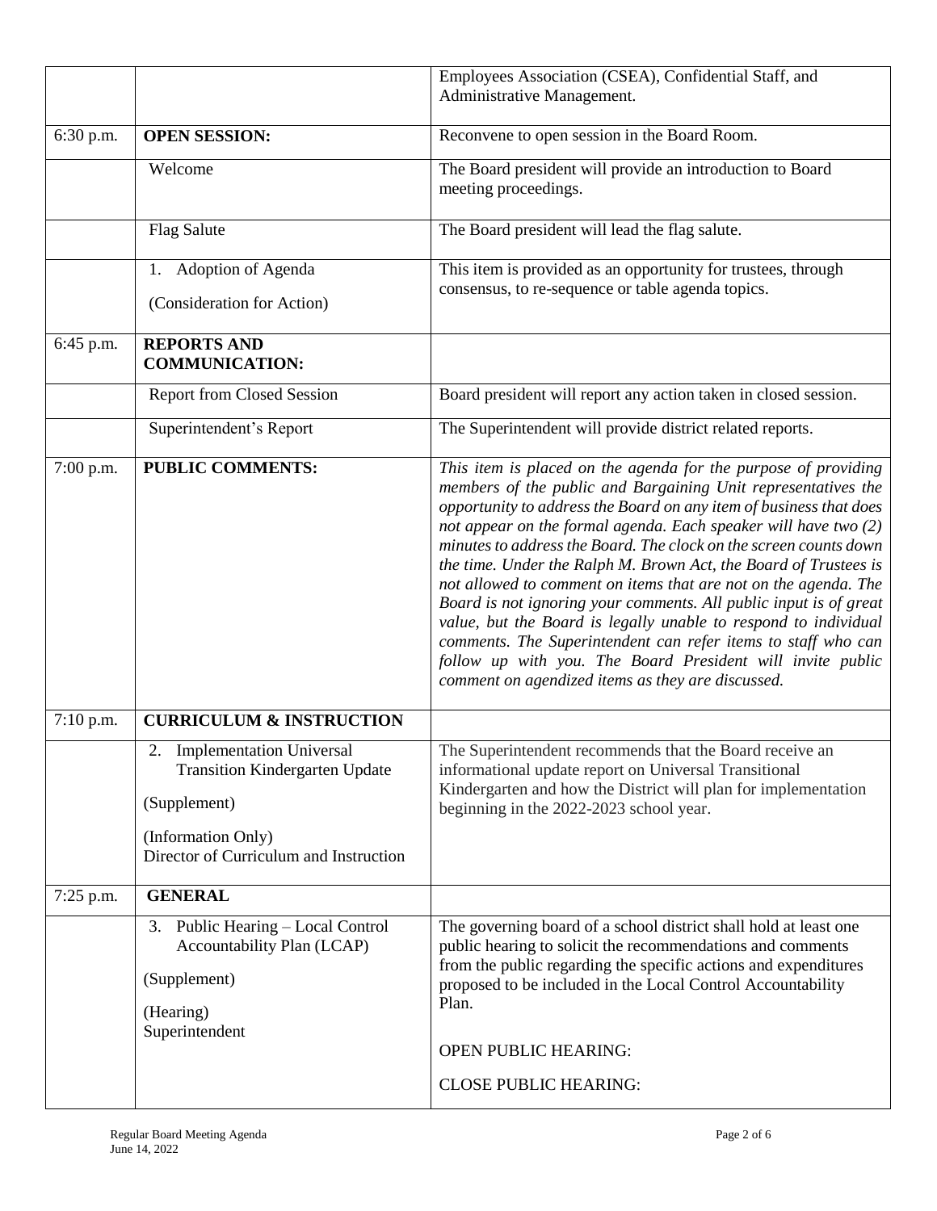| | | |
|---|---|---|
| | | Employees Association (CSEA), Confidential Staff, and Administrative Management. |
| 6:30 p.m. | **OPEN SESSION:** | Reconvene to open session in the Board Room. |
| | Welcome | The Board president will provide an introduction to Board meeting proceedings. |
| | Flag Salute | The Board president will lead the flag salute. |
| | 1. Adoption of Agenda<br><br>(Consideration for Action) | This item is provided as an opportunity for trustees, through consensus, to re-sequence or table agenda topics. |
| 6:45 p.m. | **REPORTS AND COMMUNICATION:** | |
| | Report from Closed Session | Board president will report any action taken in closed session. |
| | Superintendent's Report | The Superintendent will provide district related reports. |
| 7:00 p.m. | **PUBLIC COMMENTS:** | *This item is placed on the agenda for the purpose of providing members of the public and Bargaining Unit representatives the opportunity to address the Board on any item of business that does not appear on the formal agenda. Each speaker will have two (2) minutes to address the Board. The clock on the screen counts down the time. Under the Ralph M. Brown Act, the Board of Trustees is not allowed to comment on items that are not on the agenda. The Board is not ignoring your comments. All public input is of great value, but the Board is legally unable to respond to individual comments. The Superintendent can refer items to staff who can follow up with you. The Board President will invite public comment on agendized items as they are discussed.* |
| 7:10 p.m. | **CURRICULUM & INSTRUCTION** | |
| | 2. Implementation Universal Transition Kindergarten Update<br><br>(Supplement)<br><br>(Information Only)<br>Director of Curriculum and Instruction | The Superintendent recommends that the Board receive an informational update report on Universal Transitional Kindergarten and how the District will plan for implementation beginning in the 2022-2023 school year. |
| 7:25 p.m. | **GENERAL** | |
| | 3. Public Hearing – Local Control Accountability Plan (LCAP)<br><br>(Supplement)<br><br>(Hearing)<br>Superintendent | The governing board of a school district shall hold at least one public hearing to solicit the recommendations and comments from the public regarding the specific actions and expenditures proposed to be included in the Local Control Accountability Plan.<br><br>OPEN PUBLIC HEARING:<br><br>CLOSE PUBLIC HEARING: |

Regular Board Meeting Agenda
June 14, 2022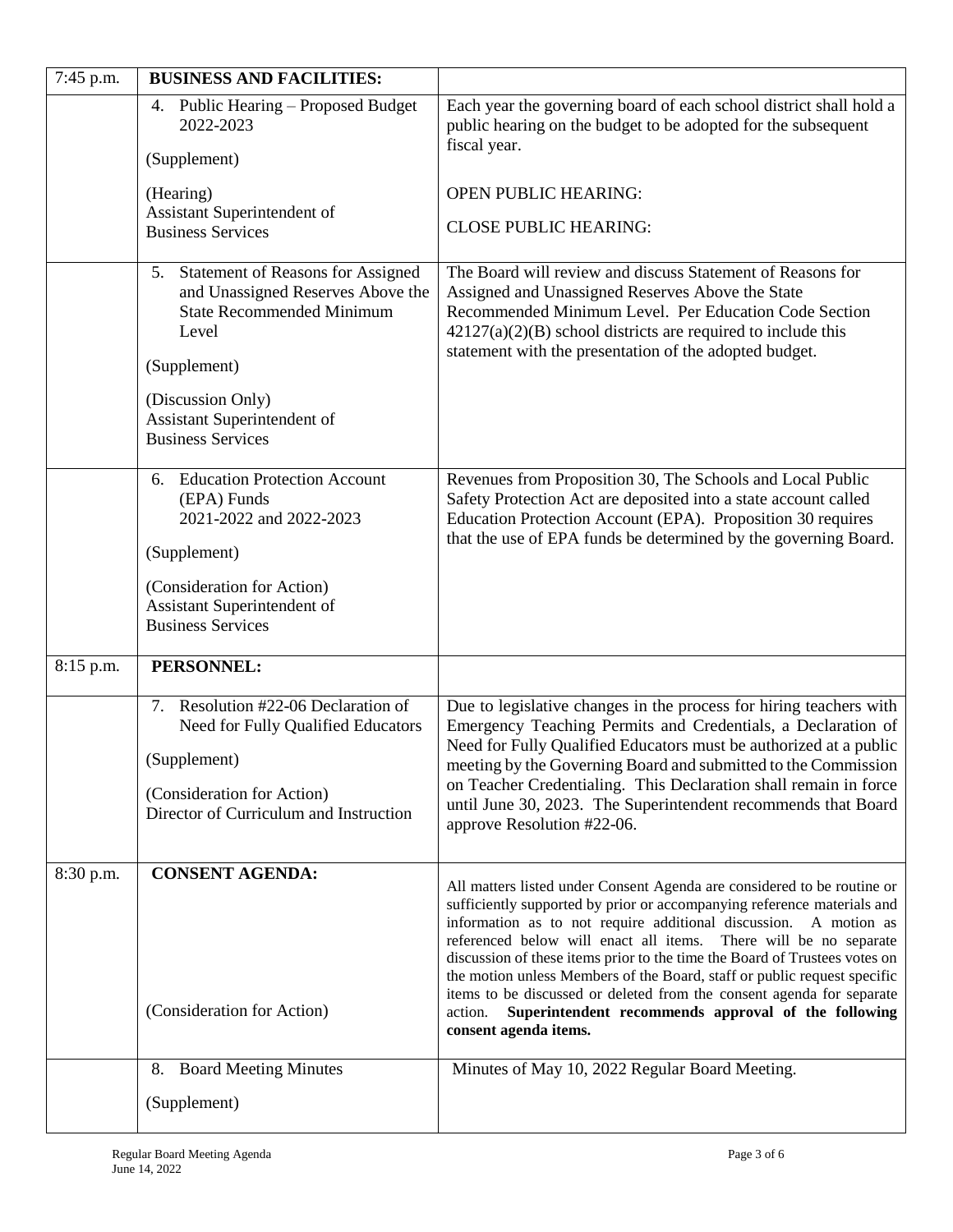| 7:45 p.m. | **BUSINESS AND FACILITIES:** | |
|---|---|---|
| | 4. Public Hearing – Proposed Budget 2022-2023<br><br>(Supplement)<br><br>(Hearing)<br>Assistant Superintendent of Business Services | Each year the governing board of each school district shall hold a public hearing on the budget to be adopted for the subsequent fiscal year.<br><br>OPEN PUBLIC HEARING:<br><br>CLOSE PUBLIC HEARING: |
| | 5. Statement of Reasons for Assigned and Unassigned Reserves Above the State Recommended Minimum Level<br><br>(Supplement)<br><br>(Discussion Only)<br>Assistant Superintendent of Business Services | The Board will review and discuss Statement of Reasons for Assigned and Unassigned Reserves Above the State Recommended Minimum Level. Per Education Code Section 42127(a)(2)(B) school districts are required to include this statement with the presentation of the adopted budget. |
| | 6. Education Protection Account (EPA) Funds 2021-2022 and 2022-2023<br><br>(Supplement)<br><br>(Consideration for Action)<br>Assistant Superintendent of Business Services | Revenues from Proposition 30, The Schools and Local Public Safety Protection Act are deposited into a state account called Education Protection Account (EPA). Proposition 30 requires that the use of EPA funds be determined by the governing Board. |
| 8:15 p.m. | **PERSONNEL:** | |
| | 7. Resolution #22-06 Declaration of Need for Fully Qualified Educators<br><br>(Supplement)<br><br>(Consideration for Action)<br>Director of Curriculum and Instruction | Due to legislative changes in the process for hiring teachers with Emergency Teaching Permits and Credentials, a Declaration of Need for Fully Qualified Educators must be authorized at a public meeting by the Governing Board and submitted to the Commission on Teacher Credentialing. This Declaration shall remain in force until June 30, 2023. The Superintendent recommends that Board approve Resolution #22-06. |
| 8:30 p.m. | **CONSENT AGENDA:**<br><br>(Consideration for Action) | All matters listed under Consent Agenda are considered to be routine or sufficiently supported by prior or accompanying reference materials and information as to not require additional discussion. A motion as referenced below will enact all items. There will be no separate discussion of these items prior to the time the Board of Trustees votes on the motion unless Members of the Board, staff or public request specific items to be discussed or deleted from the consent agenda for separate action. **Superintendent recommends approval of the following consent agenda items.** |
| | 8. Board Meeting Minutes<br><br>(Supplement) | Minutes of May 10, 2022 Regular Board Meeting. |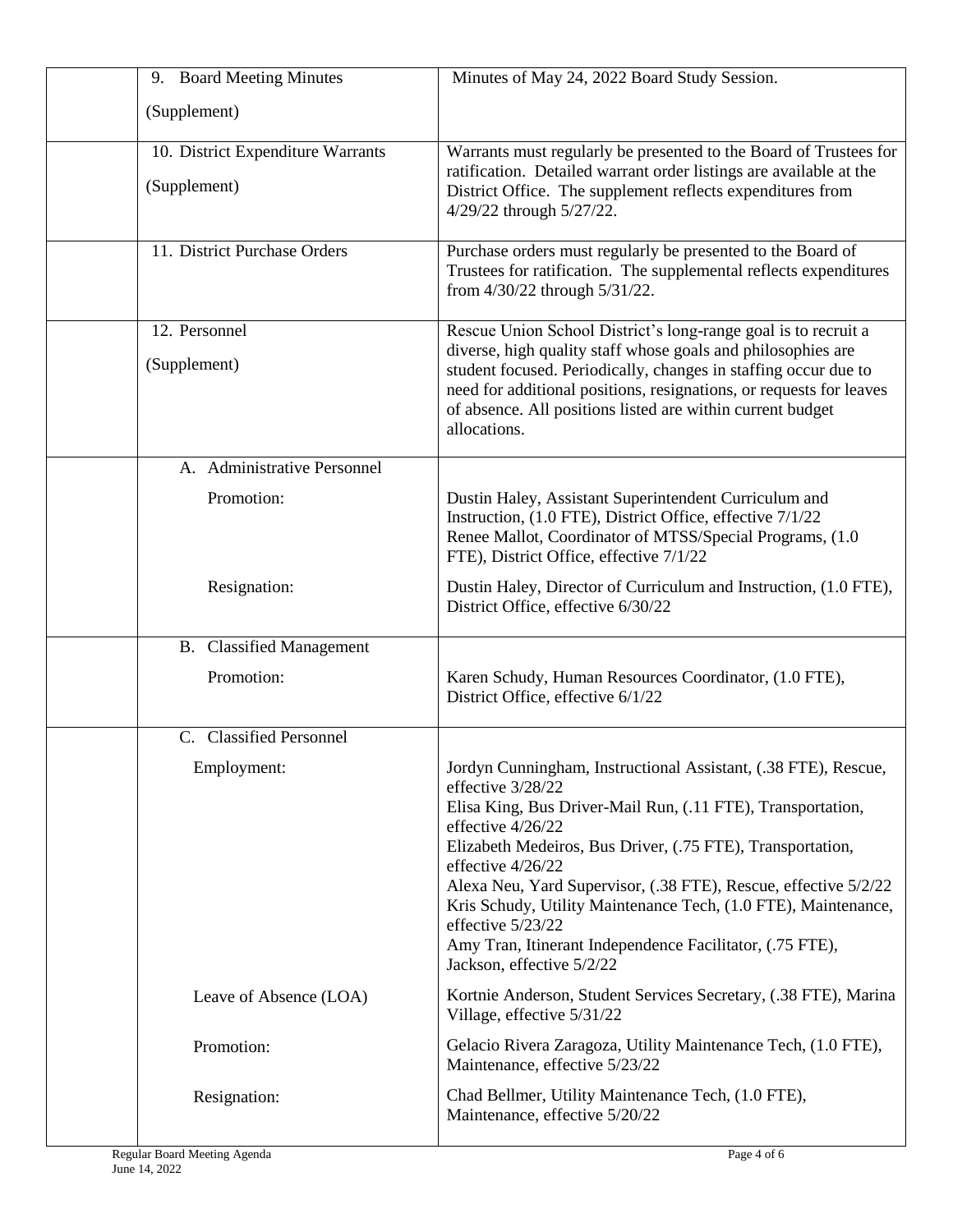| | Item | Description |
|---|---|---|
| | 9. Board Meeting Minutes (Supplement) | Minutes of May 24, 2022 Board Study Session. |
| | 10. District Expenditure Warrants (Supplement) | Warrants must regularly be presented to the Board of Trustees for ratification. Detailed warrant order listings are available at the District Office. The supplement reflects expenditures from 4/29/22 through 5/27/22. |
| | 11. District Purchase Orders | Purchase orders must regularly be presented to the Board of Trustees for ratification. The supplemental reflects expenditures from 4/30/22 through 5/31/22. |
| | 12. Personnel (Supplement) | Rescue Union School District's long-range goal is to recruit a diverse, high quality staff whose goals and philosophies are student focused. Periodically, changes in staffing occur due to need for additional positions, resignations, or requests for leaves of absence. All positions listed are within current budget allocations. |
| | A. Administrative Personnel<br><br>Promotion:<br><br><br><br>Resignation: | <br><br>Dustin Haley, Assistant Superintendent Curriculum and Instruction, (1.0 FTE), District Office, effective 7/1/22<br>Renee Mallot, Coordinator of MTSS/Special Programs, (1.0 FTE), District Office, effective 7/1/22<br><br>Dustin Haley, Director of Curriculum and Instruction, (1.0 FTE), District Office, effective 6/30/22 |
| | B. Classified Management<br><br>Promotion: | <br><br>Karen Schudy, Human Resources Coordinator, (1.0 FTE), District Office, effective 6/1/22 |
| | C. Classified Personnel<br><br>Employment:<br><br><br><br><br><br><br><br><br>Leave of Absence (LOA)<br><br>Promotion:<br><br>Resignation: | <br><br>Jordyn Cunningham, Instructional Assistant, (.38 FTE), Rescue, effective 3/28/22<br>Elisa King, Bus Driver-Mail Run, (.11 FTE), Transportation, effective 4/26/22<br>Elizabeth Medeiros, Bus Driver, (.75 FTE), Transportation, effective 4/26/22<br>Alexa Neu, Yard Supervisor, (.38 FTE), Rescue, effective 5/2/22<br>Kris Schudy, Utility Maintenance Tech, (1.0 FTE), Maintenance, effective 5/23/22<br>Amy Tran, Itinerant Independence Facilitator, (.75 FTE), Jackson, effective 5/2/22<br><br>Kortnie Anderson, Student Services Secretary, (.38 FTE), Marina Village, effective 5/31/22<br><br>Gelacio Rivera Zaragoza, Utility Maintenance Tech, (1.0 FTE), Maintenance, effective 5/23/22<br><br>Chad Bellmer, Utility Maintenance Tech, (1.0 FTE), Maintenance, effective 5/20/22 |

Regular Board Meeting Agenda
June 14, 2022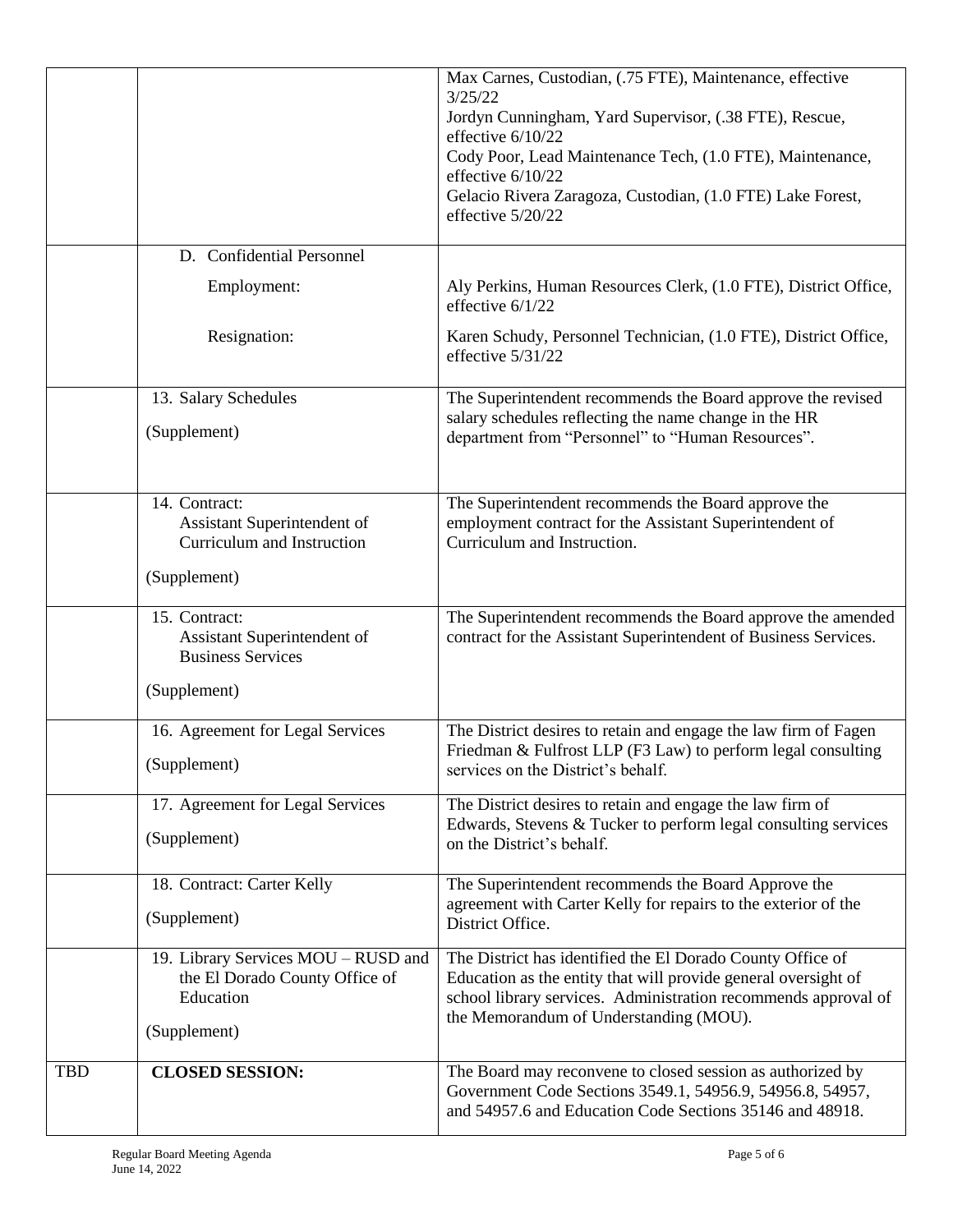| | | |
|---|---|---|
| | | Max Carnes, Custodian, (.75 FTE), Maintenance, effective 3/25/22<br>Jordyn Cunningham, Yard Supervisor, (.38 FTE), Rescue, effective 6/10/22<br>Cody Poor, Lead Maintenance Tech, (1.0 FTE), Maintenance, effective 6/10/22<br>Gelacio Rivera Zaragoza, Custodian, (1.0 FTE) Lake Forest, effective 5/20/22 |
| | D. Confidential Personnel<br><br>Employment:<br><br>Resignation: | <br><br>Aly Perkins, Human Resources Clerk, (1.0 FTE), District Office, effective 6/1/22<br><br>Karen Schudy, Personnel Technician, (1.0 FTE), District Office, effective 5/31/22 |
| | 13. Salary Schedules<br><br>(Supplement) | The Superintendent recommends the Board approve the revised salary schedules reflecting the name change in the HR department from "Personnel" to "Human Resources". |
| | 14. Contract: Assistant Superintendent of Curriculum and Instruction<br><br>(Supplement) | The Superintendent recommends the Board approve the employment contract for the Assistant Superintendent of Curriculum and Instruction. |
| | 15. Contract: Assistant Superintendent of Business Services<br><br>(Supplement) | The Superintendent recommends the Board approve the amended contract for the Assistant Superintendent of Business Services. |
| | 16. Agreement for Legal Services<br><br>(Supplement) | The District desires to retain and engage the law firm of Fagen Friedman & Fulfrost LLP (F3 Law) to perform legal consulting services on the District's behalf. |
| | 17. Agreement for Legal Services<br><br>(Supplement) | The District desires to retain and engage the law firm of Edwards, Stevens & Tucker to perform legal consulting services on the District's behalf. |
| | 18. Contract: Carter Kelly<br><br>(Supplement) | The Superintendent recommends the Board Approve the agreement with Carter Kelly for repairs to the exterior of the District Office. |
| | 19. Library Services MOU – RUSD and the El Dorado County Office of Education<br><br>(Supplement) | The District has identified the El Dorado County Office of Education as the entity that will provide general oversight of school library services. Administration recommends approval of the Memorandum of Understanding (MOU). |
| TBD | **CLOSED SESSION:** | The Board may reconvene to closed session as authorized by Government Code Sections 3549.1, 54956.9, 54956.8, 54957, and 54957.6 and Education Code Sections 35146 and 48918. |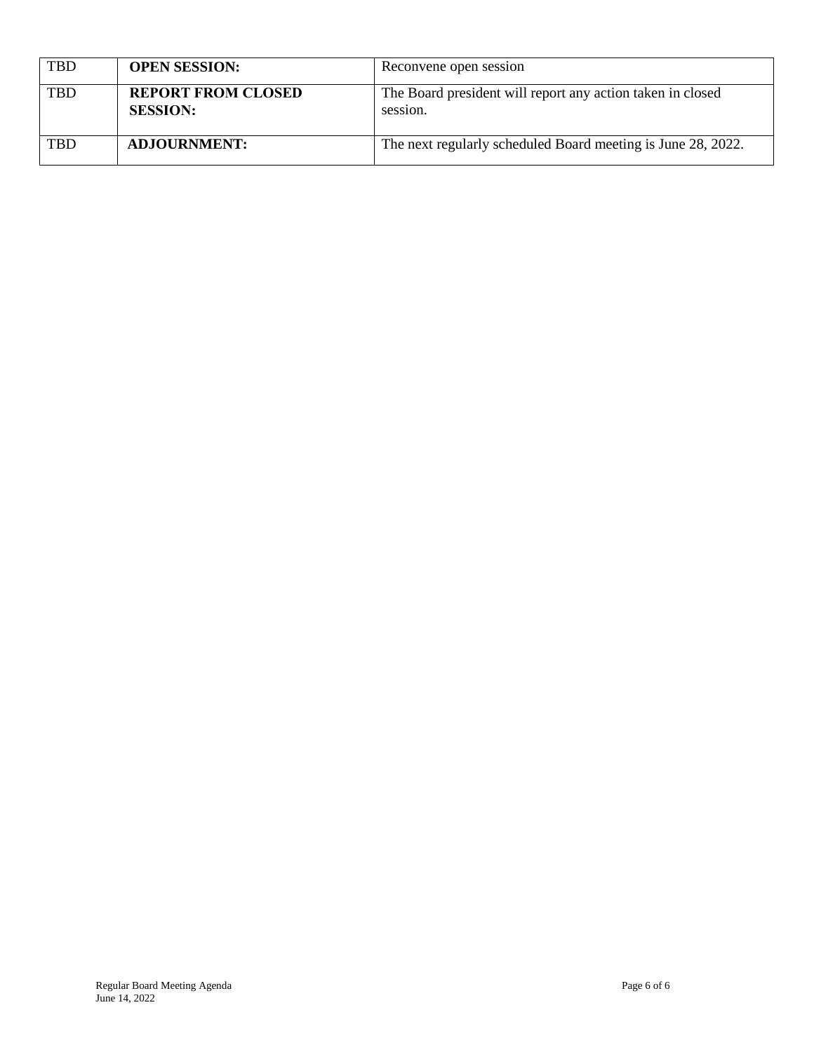| | | |
|---|---|---|
| TBD | **OPEN SESSION:** | Reconvene open session |
| TBD | **REPORT FROM CLOSED SESSION:** | The Board president will report any action taken in closed session. |
| TBD | **ADJOURNMENT:** | The next regularly scheduled Board meeting is June 28, 2022. |